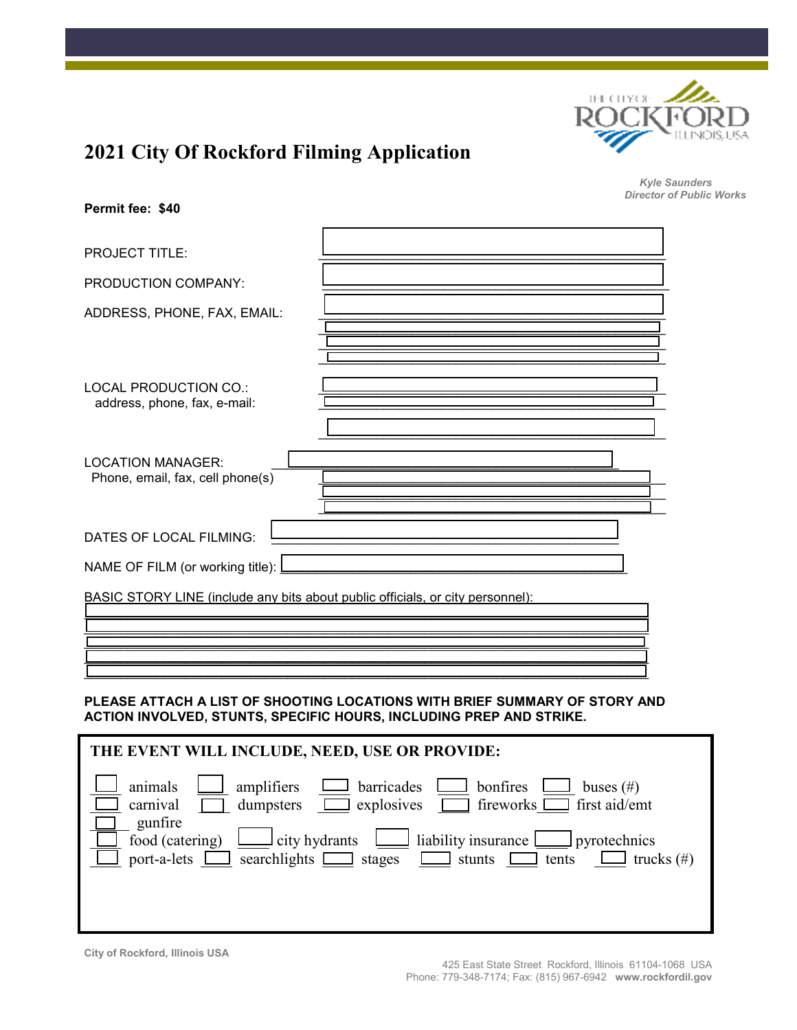# 2021 City Of Rockford Filming Application

*Kyle Saunders*
*Director of Public Works*

**Permit fee: $40**

PROJECT TITLE: ______________________________

PRODUCTION COMPANY: ______________________________

ADDRESS, PHONE, FAX, EMAIL: ______________________________

______________________________

______________________________

______________________________

LOCAL PRODUCTION CO.:
address, phone, fax, e-mail: ______________________________

______________________________

______________________________

LOCATION MANAGER: ______________________________
Phone, email, fax, cell phone(s) ______________________________

______________________________

______________________________

DATES OF LOCAL FILMING: ______________________________

NAME OF FILM (or working title): ______________________________

BASIC STORY LINE (include any bits about public officials, or city personnel):

______________________________

______________________________

______________________________

______________________________

______________________________

**PLEASE ATTACH A LIST OF SHOOTING LOCATIONS WITH BRIEF SUMMARY OF STORY AND ACTION INVOLVED, STUNTS, SPECIFIC HOURS, INCLUDING PREP AND STRIKE.**

**THE EVENT WILL INCLUDE, NEED, USE OR PROVIDE:**

☐ animals ☐ amplifiers ☐ barricades ☐ bonfires ☐ buses (#)
☐ carnival ☐ dumpsters ☐ explosives ☐ fireworks ☐ first aid/emt
☐ gunfire
☐ food (catering) ☐ city hydrants ☐ liability insurance ☐ pyrotechnics
☐ port-a-lets ☐ searchlights ☐ stages ☐ stunts ☐ tents ☐ trucks (#)

City of Rockford, Illinois USA

425 East State Street Rockford, Illinois 61104-1068 USA
Phone: 779-348-7174; Fax: (815) 967-6942 **www.rockfordil.gov**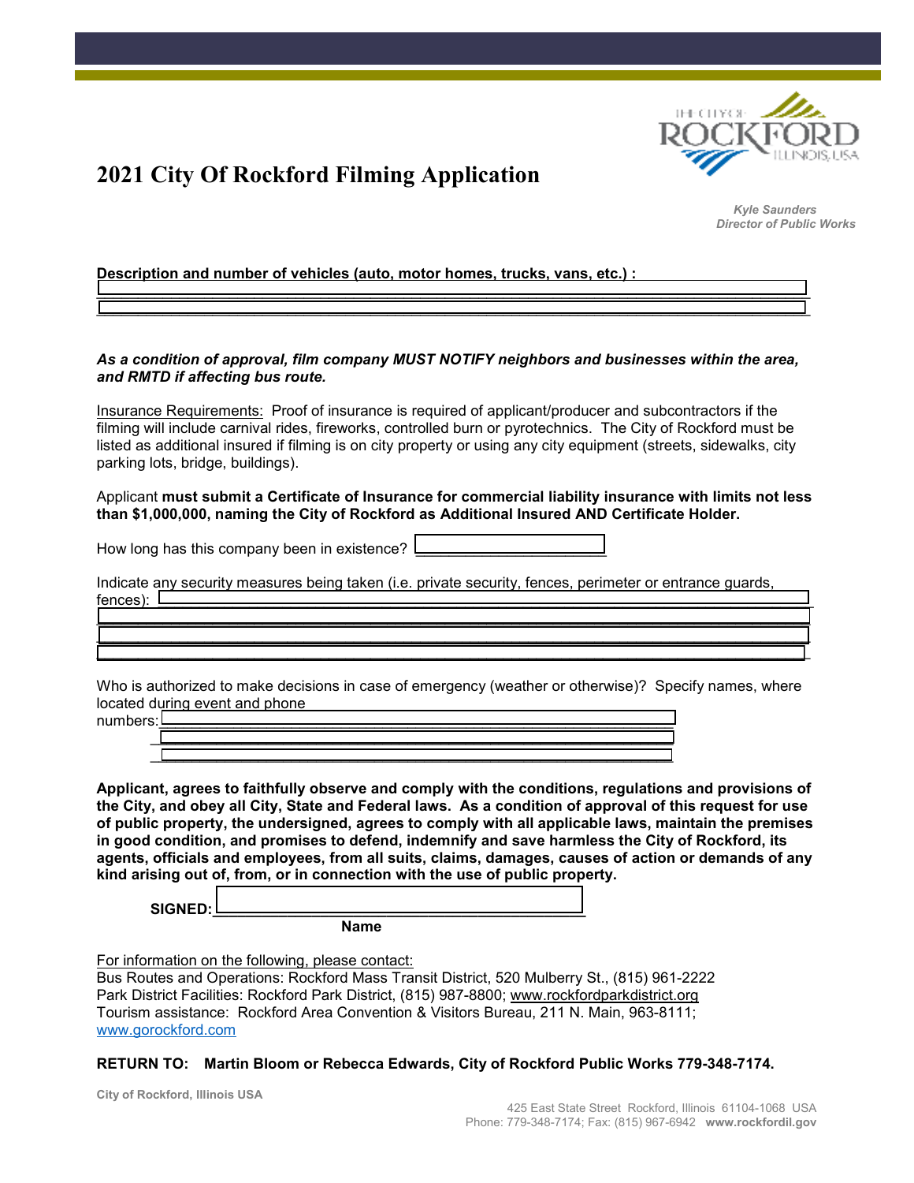# 2021 City Of Rockford Filming Application

*Kyle Saunders*
*Director of Public Works*

**Description and number of vehicles (auto, motor homes, trucks, vans, etc.) :** \_\_\_\_\_\_\_\_\_\_\_\_\_\_\_\_\_\_\_\_\_\_\_\_\_\_\_\_\_\_\_\_\_\_\_\_\_\_\_\_\_\_\_\_\_\_\_\_\_\_\_\_\_\_\_\_\_\_\_\_\_\_\_\_\_\_\_\_\_\_\_\_\_\_\_\_\_\_\_\_

\_\_\_\_\_\_\_\_\_\_\_\_\_\_\_\_\_\_\_\_\_\_\_\_\_\_\_\_\_\_\_\_\_\_\_\_\_\_\_\_\_\_\_\_\_\_\_\_\_\_\_\_\_\_\_\_\_\_\_\_\_\_\_\_\_\_\_\_\_\_\_\_\_\_\_\_\_\_\_\_

***As a condition of approval, film company MUST NOTIFY neighbors and businesses within the area, and RMTD if affecting bus route.***

Insurance Requirements: Proof of insurance is required of applicant/producer and subcontractors if the filming will include carnival rides, fireworks, controlled burn or pyrotechnics. The City of Rockford must be listed as additional insured if filming is on city property or using any city equipment (streets, sidewalks, city parking lots, bridge, buildings).

Applicant **must submit a Certificate of Insurance for commercial liability insurance with limits not less than $1,000,000, naming the City of Rockford as Additional Insured AND Certificate Holder.**

How long has this company been in existence? \_\_\_\_\_\_\_\_\_\_\_\_\_\_\_\_\_\_\_\_

Indicate any security measures being taken (i.e. private security, fences, perimeter or entrance guards, fences): \_\_\_\_\_\_\_\_\_\_\_\_\_\_\_\_\_\_\_\_\_\_\_\_\_\_\_\_\_\_\_\_\_\_\_\_\_\_\_\_\_\_\_\_\_\_\_\_\_\_\_\_\_\_\_\_\_\_\_\_\_\_\_\_

\_\_\_\_\_\_\_\_\_\_\_\_\_\_\_\_\_\_\_\_\_\_\_\_\_\_\_\_\_\_\_\_\_\_\_\_\_\_\_\_\_\_\_\_\_\_\_\_\_\_\_\_\_\_\_\_\_\_\_\_\_\_\_\_\_\_\_\_\_\_\_\_\_\_\_\_\_\_\_\_

\_\_\_\_\_\_\_\_\_\_\_\_\_\_\_\_\_\_\_\_\_\_\_\_\_\_\_\_\_\_\_\_\_\_\_\_\_\_\_\_\_\_\_\_\_\_\_\_\_\_\_\_\_\_\_\_\_\_\_\_\_\_\_\_\_\_\_\_\_\_\_\_\_\_\_\_\_\_\_\_

\_\_\_\_\_\_\_\_\_\_\_\_\_\_\_\_\_\_\_\_\_\_\_\_\_\_\_\_\_\_\_\_\_\_\_\_\_\_\_\_\_\_\_\_\_\_\_\_\_\_\_\_\_\_\_\_\_\_\_\_\_\_\_\_\_\_\_\_\_\_\_\_\_\_\_\_\_\_\_\_

Who is authorized to make decisions in case of emergency (weather or otherwise)? Specify names, where located during event and phone numbers: \_\_\_\_\_\_\_\_\_\_\_\_\_\_\_\_\_\_\_\_\_\_\_\_\_\_\_\_\_\_\_\_\_\_\_\_\_\_\_\_\_\_\_\_\_\_\_\_\_\_\_\_\_\_\_\_\_\_

\_\_\_\_\_\_\_\_\_\_\_\_\_\_\_\_\_\_\_\_\_\_\_\_\_\_\_\_\_\_\_\_\_\_\_\_\_\_\_\_\_\_\_\_\_\_\_\_\_\_\_\_\_\_\_\_\_\_

\_\_\_\_\_\_\_\_\_\_\_\_\_\_\_\_\_\_\_\_\_\_\_\_\_\_\_\_\_\_\_\_\_\_\_\_\_\_\_\_\_\_\_\_\_\_\_\_\_\_\_\_\_\_\_\_\_\_

**Applicant, agrees to faithfully observe and comply with the conditions, regulations and provisions of the City, and obey all City, State and Federal laws. As a condition of approval of this request for use of public property, the undersigned, agrees to comply with all applicable laws, maintain the premises in good condition, and promises to defend, indemnify and save harmless the City of Rockford, its agents, officials and employees, from all suits, claims, damages, causes of action or demands of any kind arising out of, from, or in connection with the use of public property.**

**SIGNED:** \_\_\_\_\_\_\_\_\_\_\_\_\_\_\_\_\_\_\_\_\_\_\_\_\_\_\_\_\_\_\_\_\_\_\_\_\_\_\_\_
**Name**

For information on the following, please contact:
Bus Routes and Operations: Rockford Mass Transit District, 520 Mulberry St., (815) 961-2222
Park District Facilities: Rockford Park District, (815) 987-8800; www.rockfordparkdistrict.org
Tourism assistance: Rockford Area Convention & Visitors Bureau, 211 N. Main, 963-8111; www.gorockford.com

**RETURN TO: Martin Bloom or Rebecca Edwards, City of Rockford Public Works 779-348-7174.**

City of Rockford, Illinois USA

425 East State Street Rockford, Illinois 61104-1068 USA
Phone: 779-348-7174; Fax: (815) 967-6942 **www.rockfordil.gov**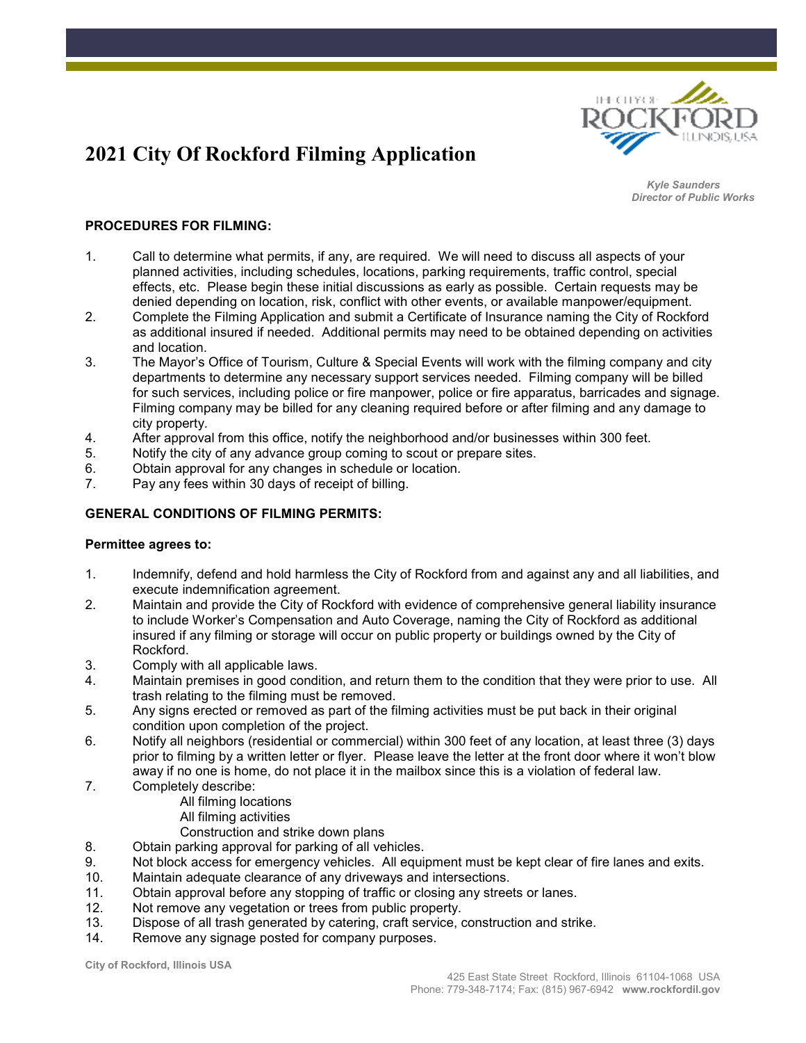# 2021 City Of Rockford Filming Application

*Kyle Saunders*
*Director of Public Works*

**PROCEDURES FOR FILMING:**

1. Call to determine what permits, if any, are required. We will need to discuss all aspects of your planned activities, including schedules, locations, parking requirements, traffic control, special effects, etc. Please begin these initial discussions as early as possible. Certain requests may be denied depending on location, risk, conflict with other events, or available manpower/equipment.
2. Complete the Filming Application and submit a Certificate of Insurance naming the City of Rockford as additional insured if needed. Additional permits may need to be obtained depending on activities and location.
3. The Mayor's Office of Tourism, Culture & Special Events will work with the filming company and city departments to determine any necessary support services needed. Filming company will be billed for such services, including police or fire manpower, police or fire apparatus, barricades and signage. Filming company may be billed for any cleaning required before or after filming and any damage to city property.
4. After approval from this office, notify the neighborhood and/or businesses within 300 feet.
5. Notify the city of any advance group coming to scout or prepare sites.
6. Obtain approval for any changes in schedule or location.
7. Pay any fees within 30 days of receipt of billing.

**GENERAL CONDITIONS OF FILMING PERMITS:**

**Permittee agrees to:**

1. Indemnify, defend and hold harmless the City of Rockford from and against any and all liabilities, and execute indemnification agreement.
2. Maintain and provide the City of Rockford with evidence of comprehensive general liability insurance to include Worker's Compensation and Auto Coverage, naming the City of Rockford as additional insured if any filming or storage will occur on public property or buildings owned by the City of Rockford.
3. Comply with all applicable laws.
4. Maintain premises in good condition, and return them to the condition that they were prior to use. All trash relating to the filming must be removed.
5. Any signs erected or removed as part of the filming activities must be put back in their original condition upon completion of the project.
6. Notify all neighbors (residential or commercial) within 300 feet of any location, at least three (3) days prior to filming by a written letter or flyer. Please leave the letter at the front door where it won't blow away if no one is home, do not place it in the mailbox since this is a violation of federal law.
7. Completely describe:
   - All filming locations
   - All filming activities
   - Construction and strike down plans
8. Obtain parking approval for parking of all vehicles.
9. Not block access for emergency vehicles. All equipment must be kept clear of fire lanes and exits.
10. Maintain adequate clearance of any driveways and intersections.
11. Obtain approval before any stopping of traffic or closing any streets or lanes.
12. Not remove any vegetation or trees from public property.
13. Dispose of all trash generated by catering, craft service, construction and strike.
14. Remove any signage posted for company purposes.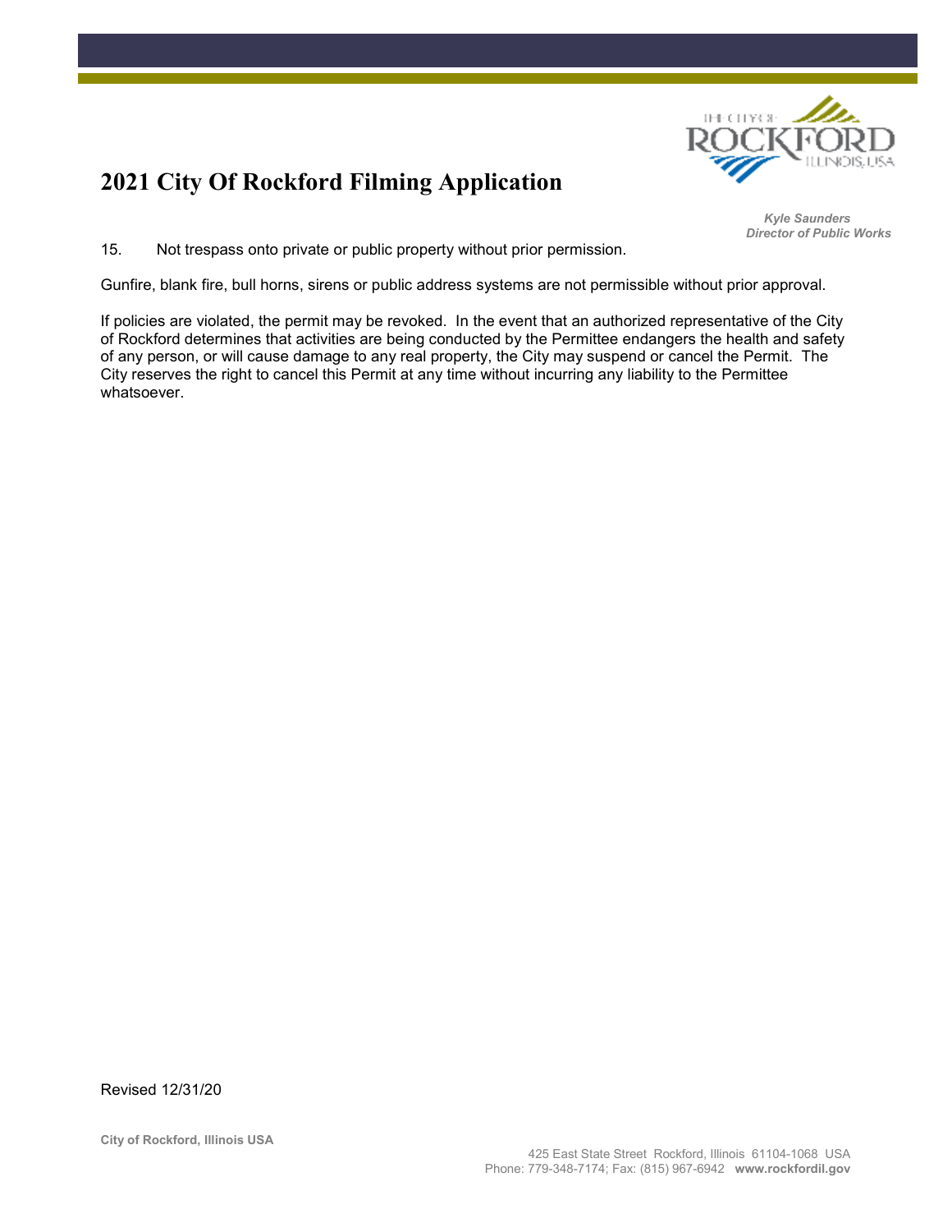# 2021 City Of Rockford Filming Application

*Kyle Saunders*
*Director of Public Works*

15. Not trespass onto private or public property without prior permission.

Gunfire, blank fire, bull horns, sirens or public address systems are not permissible without prior approval.

If policies are violated, the permit may be revoked. In the event that an authorized representative of the City of Rockford determines that activities are being conducted by the Permittee endangers the health and safety of any person, or will cause damage to any real property, the City may suspend or cancel the Permit. The City reserves the right to cancel this Permit at any time without incurring any liability to the Permittee whatsoever.

Revised 12/31/20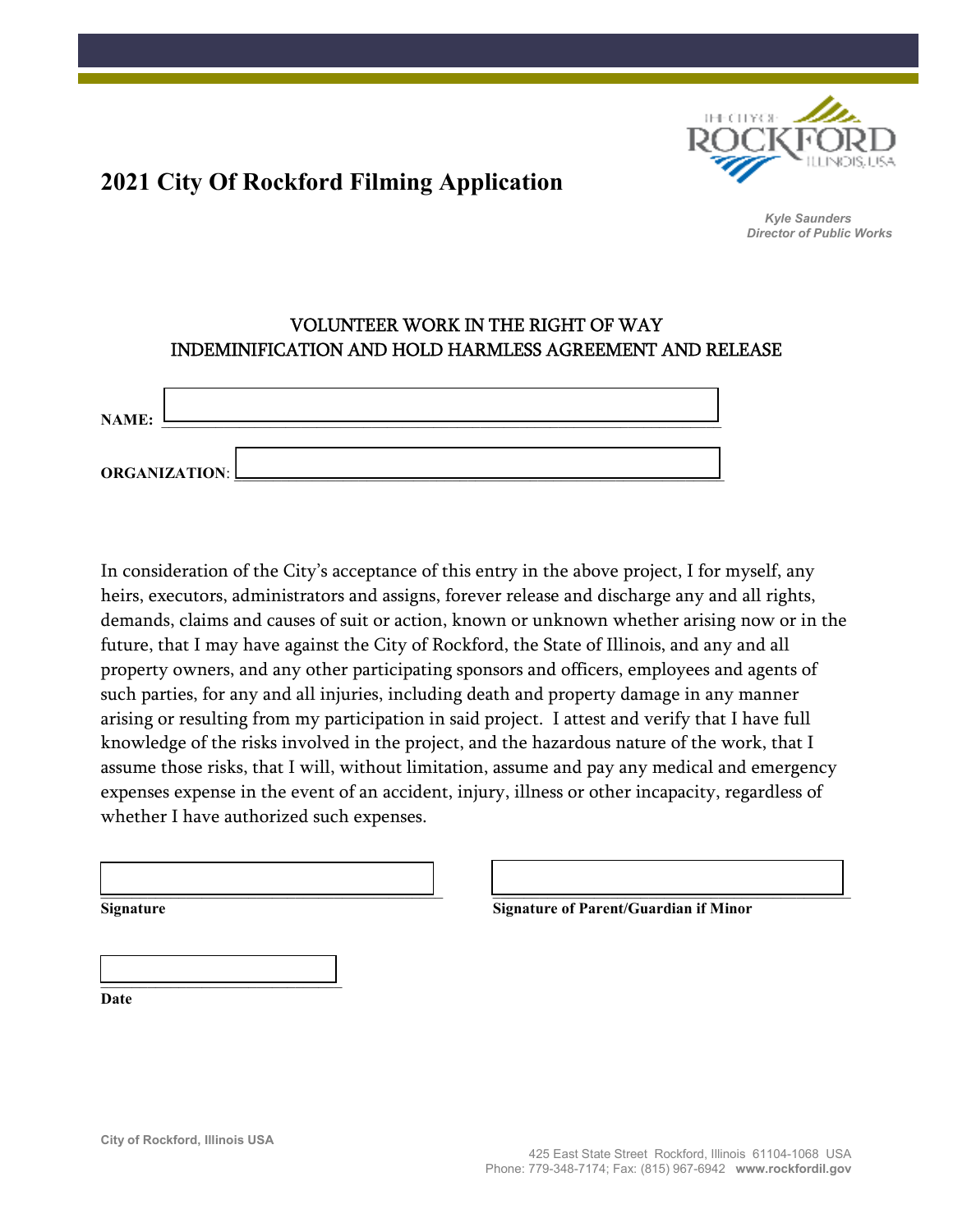# 2021 City Of Rockford Filming Application

*Kyle Saunders*
*Director of Public Works*

VOLUNTEER WORK IN THE RIGHT OF WAY
INDEMINIFICATION AND HOLD HARMLESS AGREEMENT AND RELEASE

**NAME:** ______________________________

**ORGANIZATION**: ______________________________

In consideration of the City's acceptance of this entry in the above project, I for myself, any heirs, executors, administrators and assigns, forever release and discharge any and all rights, demands, claims and causes of suit or action, known or unknown whether arising now or in the future, that I may have against the City of Rockford, the State of Illinois, and any and all property owners, and any other participating sponsors and officers, employees and agents of such parties, for any and all injuries, including death and property damage in any manner arising or resulting from my participation in said project. I attest and verify that I have full knowledge of the risks involved in the project, and the hazardous nature of the work, that I assume those risks, that I will, without limitation, assume and pay any medical and emergency expenses expense in the event of an accident, injury, illness or other incapacity, regardless of whether I have authorized such expenses.

______________________________
**Signature**

______________________________
**Signature of Parent/Guardian if Minor**

______________________________
**Date**

City of Rockford, Illinois USA

425 East State Street Rockford, Illinois 61104-1068 USA
Phone: 779-348-7174; Fax: (815) 967-6942 **www.rockfordil.gov**